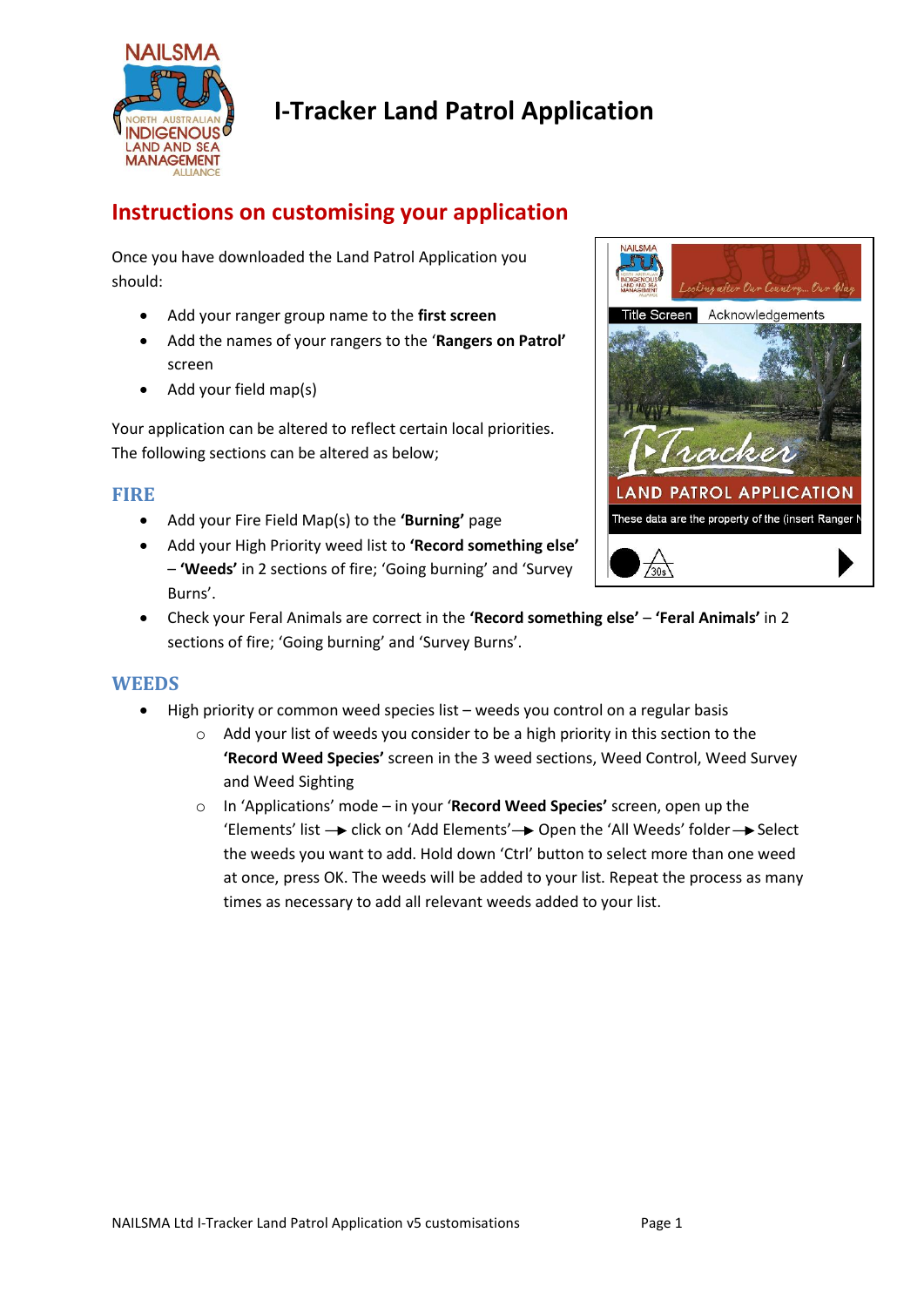# I-Tracker Land Patrol Application

## Instructions on customising your application

Once you have downloaded the Land Patrol Application you should:

- Add your ranger group name to the **first screen**
- Add the names of your rangers to the '**Rangers on Patrol'** screen
- Add your field map(s)

Your application can be altered to reflect certain local priorities. The following sections can be altered as below;

### FIRE

- Add your Fire Field Map(s) to the **'Burning'** page
- Add your High Priority weed list to **'Record something else'** – **'Weeds'** in 2 sections of fire; 'Going burning' and 'Survey Burns'.
- Check your Feral Animals are correct in the **'Record something else'** – **'Feral Animals'** in 2 sections of fire; 'Going burning' and 'Survey Burns'.

### WEEDS

- High priority or common weed species list – weeds you control on a regular basis
  - Add your list of weeds you consider to be a high priority in this section to the **'Record Weed Species'** screen in the 3 weed sections, Weed Control, Weed Survey and Weed Sighting
  - In 'Applications' mode – in your '**Record Weed Species'** screen, open up the 'Elements' list → click on 'Add Elements'→ Open the 'All Weeds' folder→ Select the weeds you want to add. Hold down 'Ctrl' button to select more than one weed at once, press OK. The weeds will be added to your list. Repeat the process as many times as necessary to add all relevant weeds added to your list.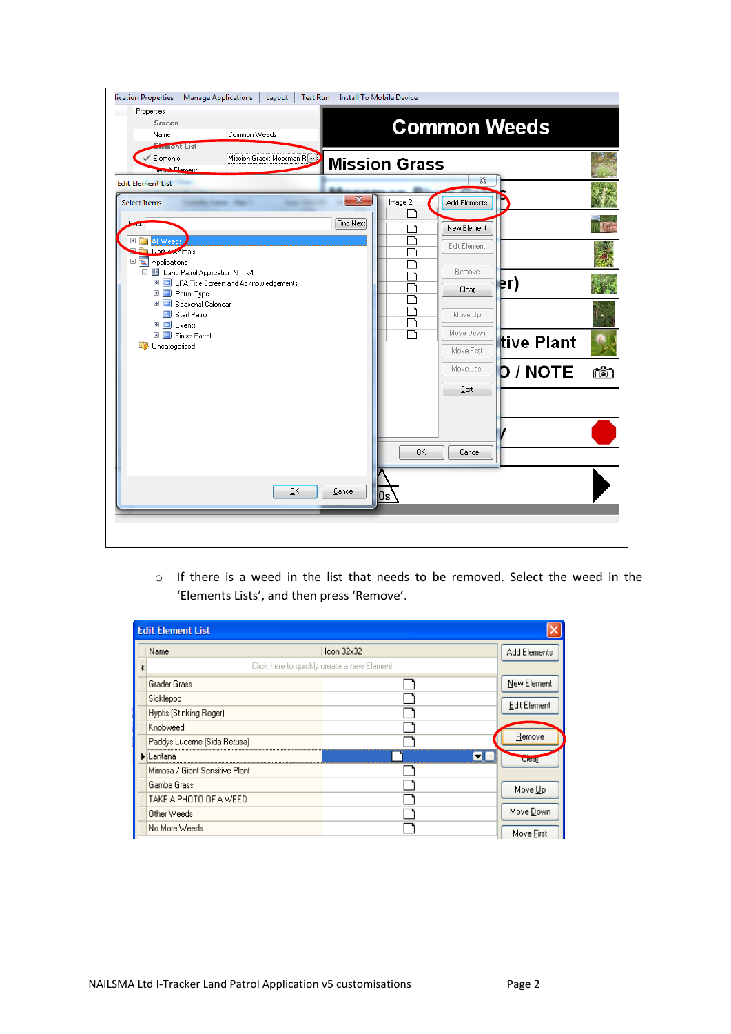- If there is a weed in the list that needs to be removed. Select the weed in the 'Elements Lists', and then press 'Remove'.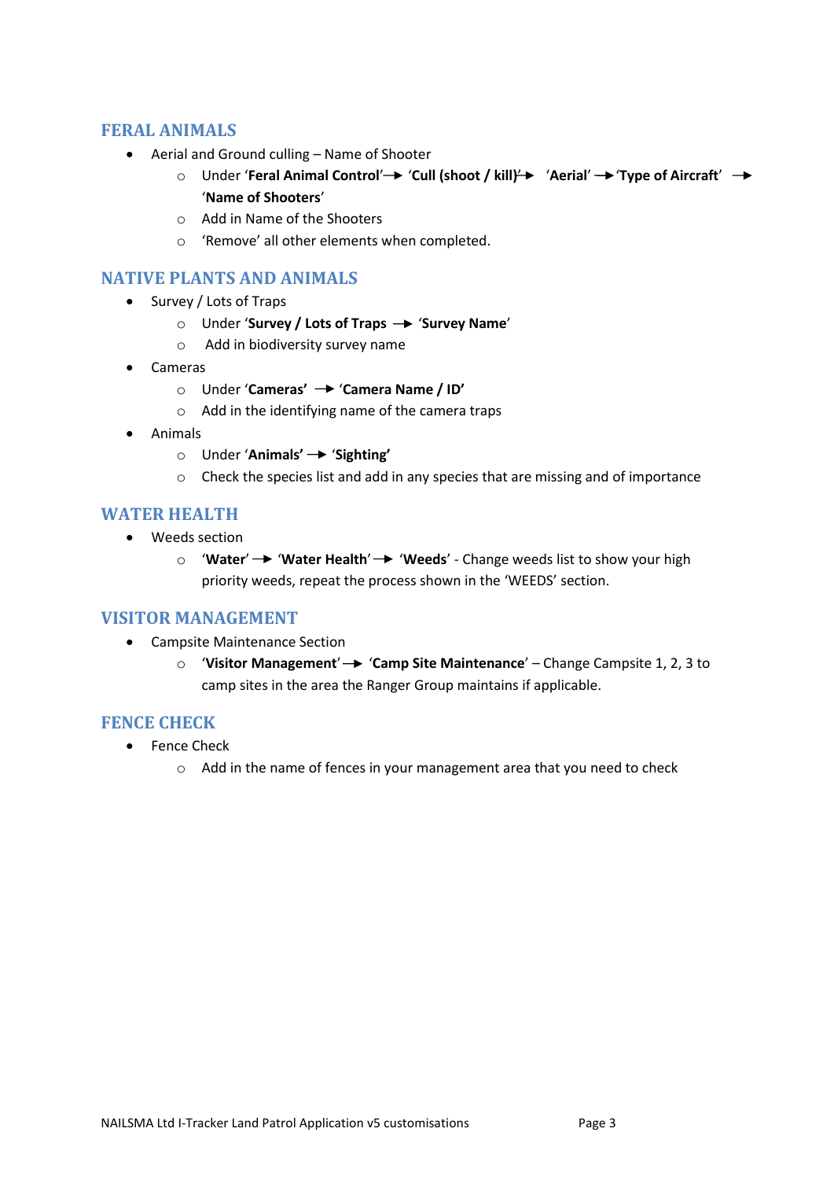## FERAL ANIMALS

- Aerial and Ground culling – Name of Shooter
    - Under '**Feral Animal Control**'→ '**Cull (shoot / kill)**'→ '**Aerial**' →'**Type of Aircraft**' → '**Name of Shooters**'
    - Add in Name of the Shooters
    - 'Remove' all other elements when completed.

## NATIVE PLANTS AND ANIMALS

- Survey / Lots of Traps
    - Under '**Survey / Lots of Traps** → '**Survey Name**'
    - Add in biodiversity survey name
- Cameras
    - Under '**Cameras'** → '**Camera Name / ID'**
    - Add in the identifying name of the camera traps
- Animals
    - Under '**Animals'** → '**Sighting'**
    - Check the species list and add in any species that are missing and of importance

## WATER HEALTH

- Weeds section
    - '**Water**' → '**Water Health**' → '**Weeds**' - Change weeds list to show your high priority weeds, repeat the process shown in the 'WEEDS' section.

## VISITOR MANAGEMENT

- Campsite Maintenance Section
    - '**Visitor Management**' → '**Camp Site Maintenance**' – Change Campsite 1, 2, 3 to camp sites in the area the Ranger Group maintains if applicable.

## FENCE CHECK

- Fence Check
    - Add in the name of fences in your management area that you need to check